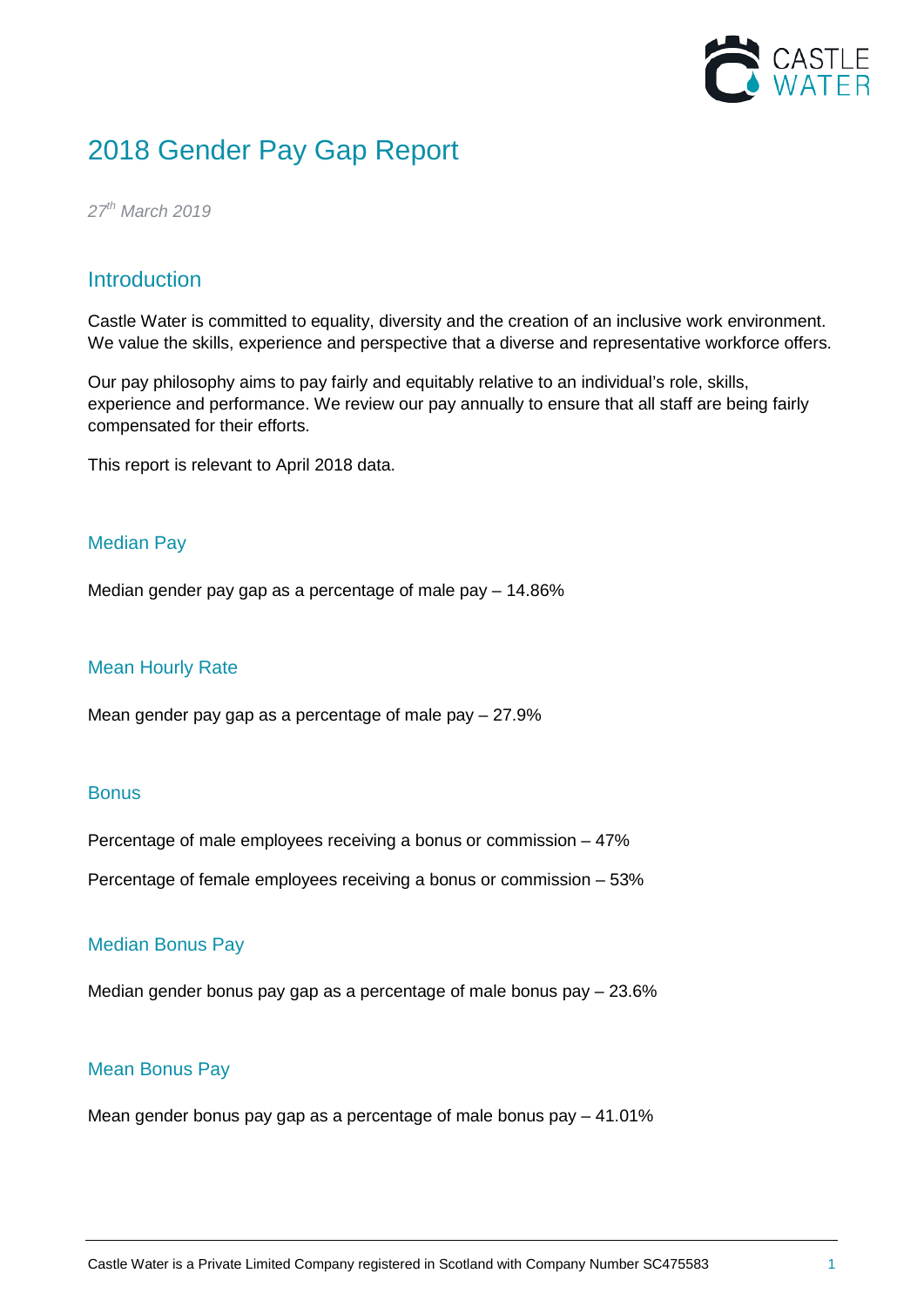# 2018 Gender Pay Gap Report

*27th March 2019*

## Introduction

Castle Water is committed to equality, diversity and the creation of an inclusive work environment. We value the skills, experience and perspective that a diverse and representative workforce offers.

Our pay philosophy aims to pay fairly and equitably relative to an individual's role, skills, experience and performance. We review our pay annually to ensure that all staff are being fairly compensated for their efforts.

This report is relevant to April 2018 data.

### Median Pay

Median gender pay gap as a percentage of male pay – 14.86%

### Mean Hourly Rate

Mean gender pay gap as a percentage of male pay – 27.9%

### Bonus

Percentage of male employees receiving a bonus or commission – 47%

Percentage of female employees receiving a bonus or commission – 53%

### Median Bonus Pay

Median gender bonus pay gap as a percentage of male bonus pay – 23.6%

### Mean Bonus Pay

Mean gender bonus pay gap as a percentage of male bonus pay – 41.01%

Castle Water is a Private Limited Company registered in Scotland with Company Number SC475583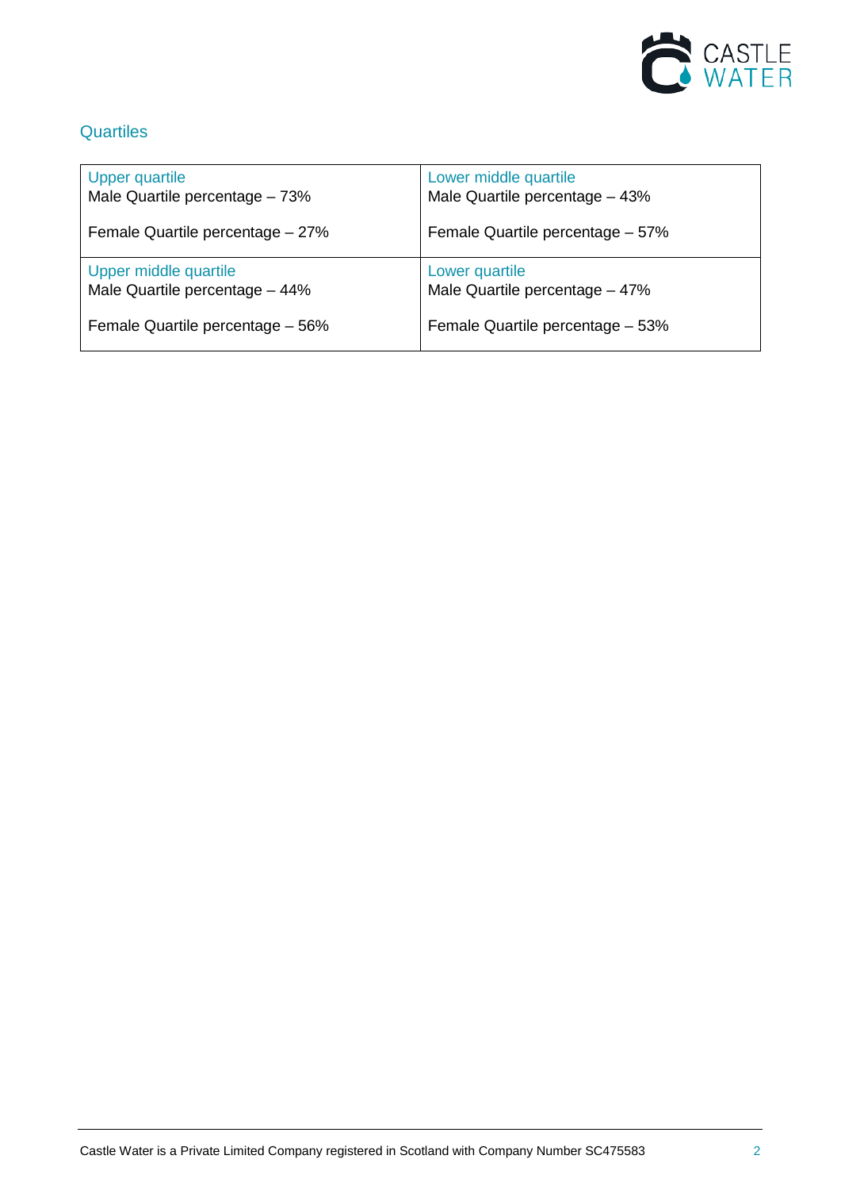## Quartiles

| | |
|---|---|
| Upper quartile<br>Male Quartile percentage – 73%<br><br>Female Quartile percentage – 27% | Lower middle quartile<br>Male Quartile percentage – 43%<br><br>Female Quartile percentage – 57% |
| Upper middle quartile<br>Male Quartile percentage – 44%<br><br>Female Quartile percentage – 56% | Lower quartile<br>Male Quartile percentage – 47%<br><br>Female Quartile percentage – 53% |